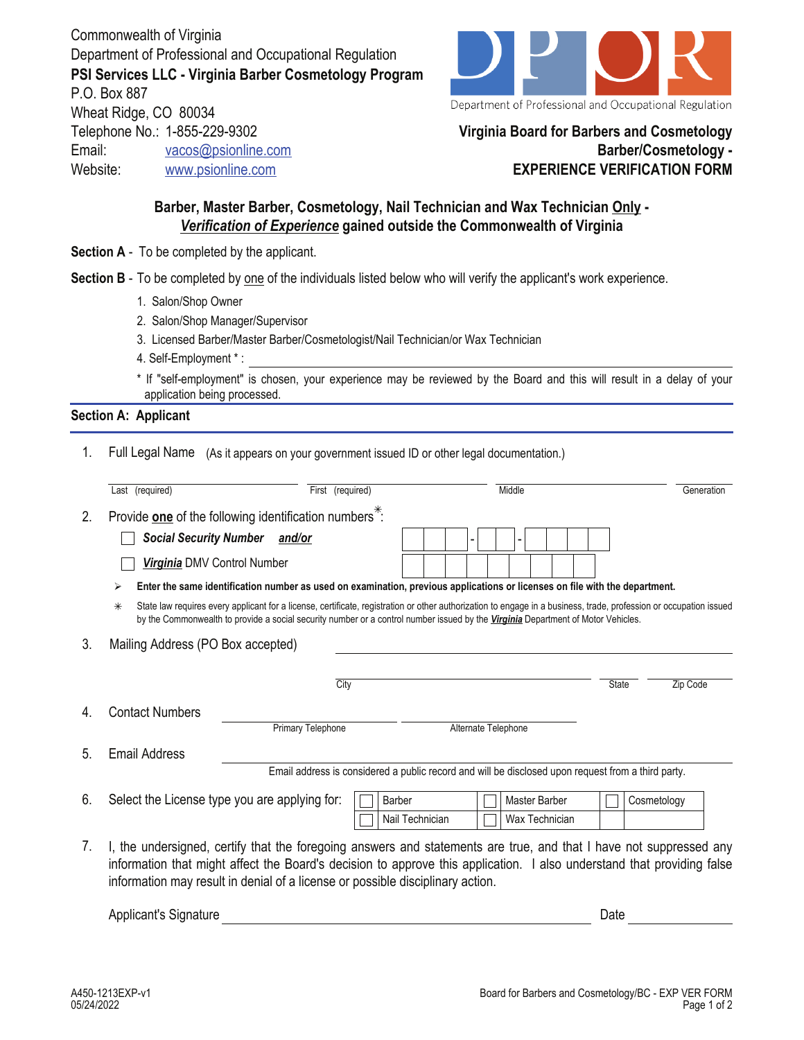Commonwealth of Virginia
Department of Professional and Occupational Regulation
**PSI Services LLC - Virginia Barber Cosmetology Program**
P.O. Box 887
Wheat Ridge, CO 80034
Telephone No.: 1-855-229-9302
Email: vacos@psionline.com
Website: www.psionline.com

Department of Professional and Occupational Regulation

**Virginia Board for Barbers and Cosmetology**
**Barber/Cosmetology -**
**EXPERIENCE VERIFICATION FORM**

## Barber, Master Barber, Cosmetology, Nail Technician and Wax Technician Only - *Verification of Experience* gained outside the Commonwealth of Virginia

**Section A** - To be completed by the applicant.

**Section B** - To be completed by one of the individuals listed below who will verify the applicant's work experience.

1. Salon/Shop Owner
2. Salon/Shop Manager/Supervisor
3. Licensed Barber/Master Barber/Cosmetologist/Nail Technician/or Wax Technician
4. Self-Employment * : ______________________________

\* If "self-employment" is chosen, your experience may be reviewed by the Board and this will result in a delay of your application being processed.

### Section A: Applicant

1. Full Legal Name (As it appears on your government issued ID or other legal documentation.)

| Last (required) | First (required) | Middle | Generation |
|---|---|---|---|
| | | | |

2. Provide **one** of the following identification numbers*:
   - ☐ ***Social Security Number and/or*** [ ][ ][ ] - [ ][ ] - [ ][ ][ ][ ]
   - ☐ ***Virginia*** DMV Control Number [ ][ ][ ][ ][ ][ ][ ][ ][ ]

   ➢ **Enter the same identification number as used on examination, previous applications or licenses on file with the department.**

   \* State law requires every applicant for a license, certificate, registration or other authorization to engage in a business, trade, profession or occupation issued by the Commonwealth to provide a social security number or a control number issued by the ***Virginia*** Department of Motor Vehicles.

3. Mailing Address (PO Box accepted) ______________________________

   City ____________ State ______ Zip Code ______

4. Contact Numbers ______________ Primary Telephone ______________ Alternate Telephone

5. Email Address ______________________________

   Email address is considered a public record and will be disclosed upon request from a third party.

6. Select the License type you are applying for:

| | | | | | |
|---|---|---|---|---|---|
| ☐ | Barber | ☐ | Master Barber | ☐ | Cosmetology |
| ☐ | Nail Technician | ☐ | Wax Technician | | |

7. I, the undersigned, certify that the foregoing answers and statements are true, and that I have not suppressed any information that might affect the Board's decision to approve this application. I also understand that providing false information may result in denial of a license or possible disciplinary action.

Applicant's Signature ______________________________ Date ______________

A450-1213EXP-v1
05/24/2022

Board for Barbers and Cosmetology/BC - EXP VER FORM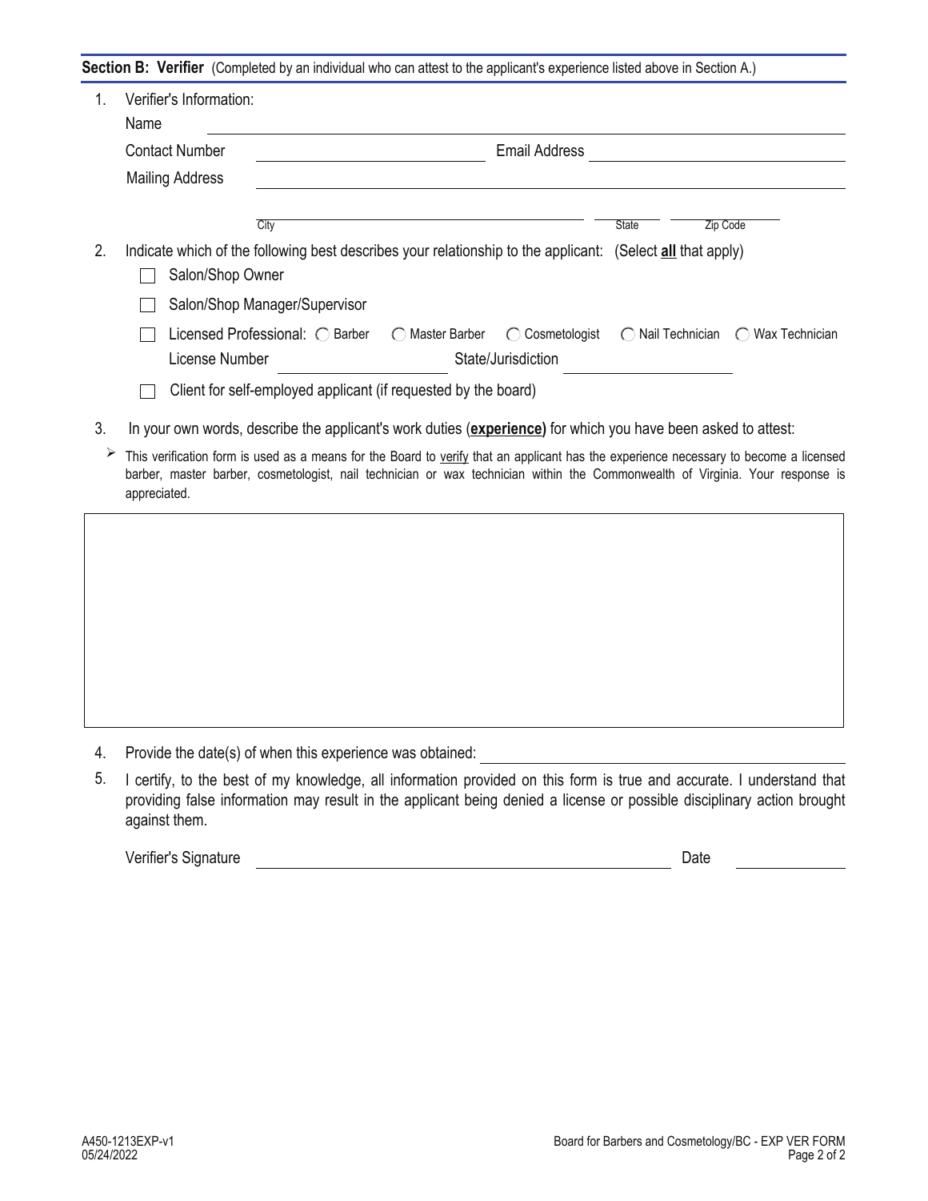**Section B: Verifier** (Completed by an individual who can attest to the applicant's experience listed above in Section A.)

1. Verifier's Information:

   Name ______________________________

   Contact Number ____________________ Email Address ____________________

   Mailing Address ______________________________

   ____________________ ________ __________
   City State Zip Code

2. Indicate which of the following best describes your relationship to the applicant: (Select **all** that apply)

   ☐ Salon/Shop Owner

   ☐ Salon/Shop Manager/Supervisor

   ☐ Licensed Professional: ◯ Barber ◯ Master Barber ◯ Cosmetologist ◯ Nail Technician ◯ Wax Technician

   License Number ____________________ State/Jurisdiction ____________________

   ☐ Client for self-employed applicant (if requested by the board)

3. In your own words, describe the applicant's work duties (**experience**) for which you have been asked to attest:

   - This verification form is used as a means for the Board to verify that an applicant has the experience necessary to become a licensed barber, master barber, cosmetologist, nail technician or wax technician within the Commonwealth of Virginia. Your response is appreciated.

4. Provide the date(s) of when this experience was obtained: ______________________________

5. I certify, to the best of my knowledge, all information provided on this form is true and accurate. I understand that providing false information may result in the applicant being denied a license or possible disciplinary action brought against them.

   Verifier's Signature ______________________________ Date __________

A450-1213EXP-v1
05/24/2022

Board for Barbers and Cosmetology/BC - EXP VER FORM